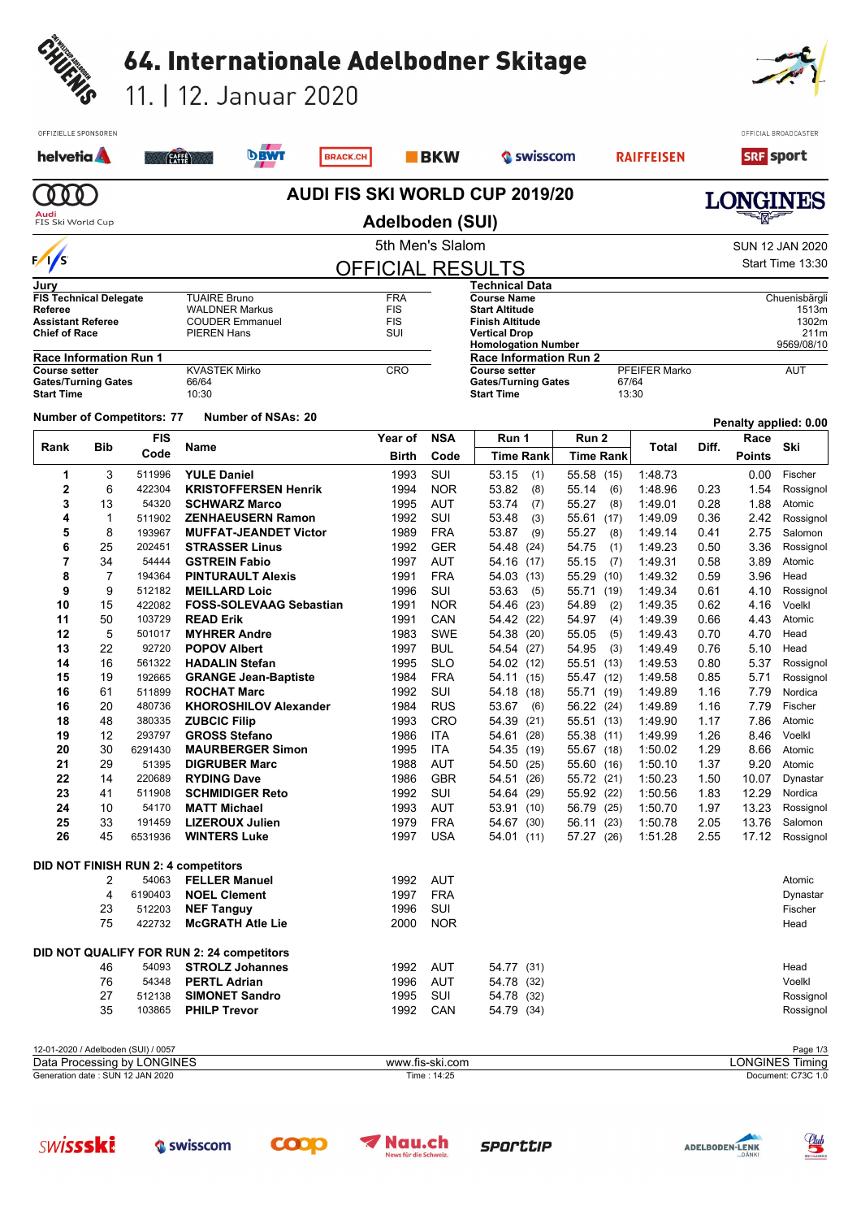# 64. Internationale Adelbodner Skitage

11. | 12. Januar 2020

OFFIZIELLE SPONSOREN: helvetia, CAFFÈ LATTE, BWT, BRACK.CH, BKW, swisscom, RAIFFEISEN

OFFICIAL BROADCASTER: SRF sport

## AUDI FIS SKI WORLD CUP 2019/20

## Adelboden (SUI)

5th Men's Slalom

SUN 12 JAN 2020

Start Time 13:30

## OFFICIAL RESULTS

| Jury | | |
|---|---|---|
| FIS Technical Delegate | TUAIRE Bruno | FRA |
| Referee | WALDNER Markus | FIS |
| Assistant Referee | COUDER Emmanuel | FIS |
| Chief of Race | PIEREN Hans | SUI |

| Technical Data | |
|---|---|
| Course Name | Chuenisbärgli |
| Start Altitude | 1513m |
| Finish Altitude | 1302m |
| Vertical Drop | 211m |
| Homologation Number | 9569/08/10 |

| Race Information Run 1 | | |
|---|---|---|
| Course setter | KVASTEK Mirko | CRO |
| Gates/Turning Gates | 66/64 | |
| Start Time | 10:30 | |

| Race Information Run 2 | | |
|---|---|---|
| Course setter | PFEIFER Marko | AUT |
| Gates/Turning Gates | 67/64 | |
| Start Time | 13:30 | |

Number of Competitors: 77  Number of NSAs: 20

Penalty applied: 0.00

| Rank | Bib | FIS Code | Name | Year of Birth | NSA Code | Run 1 Time | Rank | Run 2 Time | Rank | Total | Diff. | Race Points | Ski |
|---|---|---|---|---|---|---|---|---|---|---|---|---|---|
| 1 | 3 | 511996 | **YULE Daniel** | 1993 | SUI | 53.15 | (1) | 55.58 | (15) | 1:48.73 | | 0.00 | Fischer |
| 2 | 6 | 422304 | **KRISTOFFERSEN Henrik** | 1994 | NOR | 53.82 | (8) | 55.14 | (6) | 1:48.96 | 0.23 | 1.54 | Rossignol |
| 3 | 13 | 54320 | **SCHWARZ Marco** | 1995 | AUT | 53.74 | (7) | 55.27 | (8) | 1:49.01 | 0.28 | 1.88 | Atomic |
| 4 | 1 | 511902 | **ZENHAEUSERN Ramon** | 1992 | SUI | 53.48 | (3) | 55.61 | (17) | 1:49.09 | 0.36 | 2.42 | Rossignol |
| 5 | 8 | 193967 | **MUFFAT-JEANDET Victor** | 1989 | FRA | 53.87 | (9) | 55.27 | (8) | 1:49.14 | 0.41 | 2.75 | Salomon |
| 6 | 25 | 202451 | **STRASSER Linus** | 1992 | GER | 54.48 | (24) | 54.75 | (1) | 1:49.23 | 0.50 | 3.36 | Rossignol |
| 7 | 34 | 54444 | **GSTREIN Fabio** | 1997 | AUT | 54.16 | (17) | 55.15 | (7) | 1:49.31 | 0.58 | 3.89 | Atomic |
| 8 | 7 | 194364 | **PINTURAULT Alexis** | 1991 | FRA | 54.03 | (13) | 55.29 | (10) | 1:49.32 | 0.59 | 3.96 | Head |
| 9 | 9 | 512182 | **MEILLARD Loic** | 1996 | SUI | 53.63 | (5) | 55.71 | (19) | 1:49.34 | 0.61 | 4.10 | Rossignol |
| 10 | 15 | 422082 | **FOSS-SOLEVAAG Sebastian** | 1991 | NOR | 54.46 | (23) | 54.89 | (2) | 1:49.35 | 0.62 | 4.16 | Voelkl |
| 11 | 50 | 103729 | **READ Erik** | 1991 | CAN | 54.42 | (22) | 54.97 | (4) | 1:49.39 | 0.66 | 4.43 | Atomic |
| 12 | 5 | 501017 | **MYHRER Andre** | 1983 | SWE | 54.38 | (20) | 55.05 | (5) | 1:49.43 | 0.70 | 4.70 | Head |
| 13 | 22 | 92720 | **POPOV Albert** | 1997 | BUL | 54.54 | (27) | 54.95 | (3) | 1:49.49 | 0.76 | 5.10 | Head |
| 14 | 16 | 561322 | **HADALIN Stefan** | 1995 | SLO | 54.02 | (12) | 55.51 | (13) | 1:49.53 | 0.80 | 5.37 | Rossignol |
| 15 | 19 | 192665 | **GRANGE Jean-Baptiste** | 1984 | FRA | 54.11 | (15) | 55.47 | (12) | 1:49.58 | 0.85 | 5.71 | Rossignol |
| 16 | 61 | 511899 | **ROCHAT Marc** | 1992 | SUI | 54.18 | (18) | 55.71 | (19) | 1:49.89 | 1.16 | 7.79 | Nordica |
| 16 | 20 | 480736 | **KHOROSHILOV Alexander** | 1984 | RUS | 53.67 | (6) | 56.22 | (24) | 1:49.89 | 1.16 | 7.79 | Fischer |
| 18 | 48 | 380335 | **ZUBCIC Filip** | 1993 | CRO | 54.39 | (21) | 55.51 | (13) | 1:49.90 | 1.17 | 7.86 | Atomic |
| 19 | 12 | 293797 | **GROSS Stefano** | 1986 | ITA | 54.61 | (28) | 55.38 | (11) | 1:49.99 | 1.26 | 8.46 | Voelkl |
| 20 | 30 | 6291430 | **MAURBERGER Simon** | 1995 | ITA | 54.35 | (19) | 55.67 | (18) | 1:50.02 | 1.29 | 8.66 | Atomic |
| 21 | 29 | 51395 | **DIGRUBER Marc** | 1988 | AUT | 54.50 | (25) | 55.60 | (16) | 1:50.10 | 1.37 | 9.20 | Atomic |
| 22 | 14 | 220689 | **RYDING Dave** | 1986 | GBR | 54.51 | (26) | 55.72 | (21) | 1:50.23 | 1.50 | 10.07 | Dynastar |
| 23 | 41 | 511908 | **SCHMIDIGER Reto** | 1992 | SUI | 54.64 | (29) | 55.92 | (22) | 1:50.56 | 1.83 | 12.29 | Nordica |
| 24 | 10 | 54170 | **MATT Michael** | 1993 | AUT | 53.91 | (10) | 56.79 | (25) | 1:50.70 | 1.97 | 13.23 | Rossignol |
| 25 | 33 | 191459 | **LIZEROUX Julien** | 1979 | FRA | 54.67 | (30) | 56.11 | (23) | 1:50.78 | 2.05 | 13.76 | Salomon |
| 26 | 45 | 6531936 | **WINTERS Luke** | 1997 | USA | 54.01 | (11) | 57.27 | (26) | 1:51.28 | 2.55 | 17.12 | Rossignol |

**DID NOT FINISH RUN 2: 4 competitors**

| Rank | Bib | FIS Code | Name | Year of Birth | NSA Code | Run 1 Time | Rank | Run 2 Time | Rank | Total | Diff. | Race Points | Ski |
|---|---|---|---|---|---|---|---|---|---|---|---|---|---|
| | 2 | 54063 | **FELLER Manuel** | 1992 | AUT | | | | | | | | Atomic |
| | 4 | 6190403 | **NOEL Clement** | 1997 | FRA | | | | | | | | Dynastar |
| | 23 | 512203 | **NEF Tanguy** | 1996 | SUI | | | | | | | | Fischer |
| | 75 | 422732 | **McGRATH Atle Lie** | 2000 | NOR | | | | | | | | Head |

**DID NOT QUALIFY FOR RUN 2: 24 competitors**

| Rank | Bib | FIS Code | Name | Year of Birth | NSA Code | Run 1 Time | Rank | Run 2 Time | Rank | Total | Diff. | Race Points | Ski |
|---|---|---|---|---|---|---|---|---|---|---|---|---|---|
| | 46 | 54093 | **STROLZ Johannes** | 1992 | AUT | 54.77 | (31) | | | | | | Head |
| | 76 | 54348 | **PERTL Adrian** | 1996 | AUT | 54.78 | (32) | | | | | | Voelkl |
| | 27 | 512138 | **SIMONET Sandro** | 1995 | SUI | 54.78 | (32) | | | | | | Rossignol |
| | 35 | 103865 | **PHILP Trevor** | 1992 | CAN | 54.79 | (34) | | | | | | Rossignol |

12-01-2020 / Adelboden (SUI) / 0057

Data Processing by LONGINES  www.fis-ski.com  LONGINES Timing

Generation date : SUN 12 JAN 2020  Time : 14:25  Document: C73C 1.0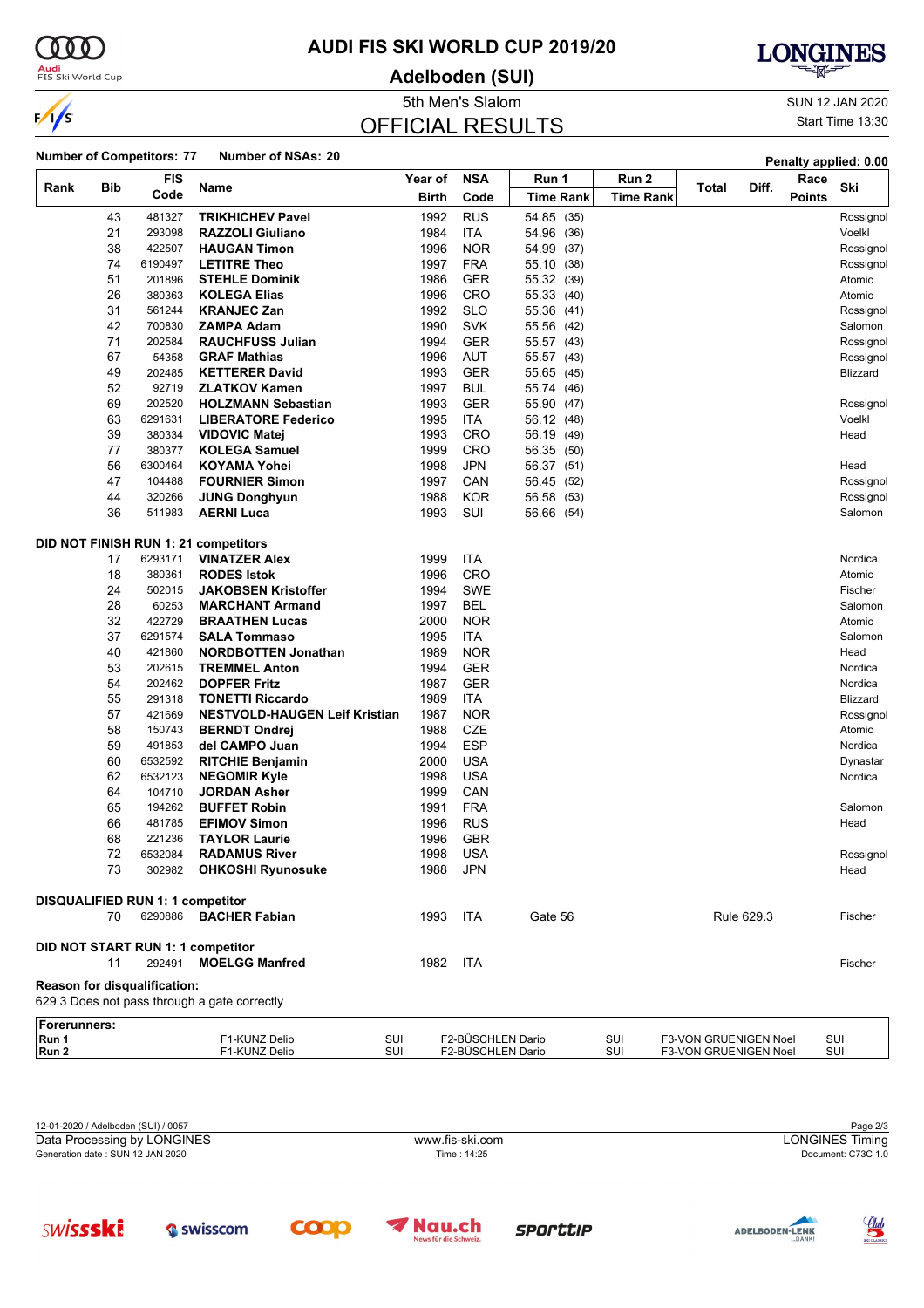# AUDI FIS SKI WORLD CUP 2019/20

## Adelboden (SUI)

5th Men's Slalom

SUN 12 JAN 2020

Start Time 13:30

## OFFICIAL RESULTS

**Number of Competitors: 77** **Number of NSAs: 20** **Penalty applied: 0.00**

| Rank | Bib | FIS Code | Name | Year of Birth | NSA Code | Run 1 Time Rank | Run 2 Time Rank | Total | Diff. | Race Points | Ski |
|---|---|---|---|---|---|---|---|---|---|---|---|
| | 43 | 481327 | **TRIKHICHEV Pavel** | 1992 | RUS | 54.85 (35) | | | | | Rossignol |
| | 21 | 293098 | **RAZZOLI Giuliano** | 1984 | ITA | 54.96 (36) | | | | | Voelkl |
| | 38 | 422507 | **HAUGAN Timon** | 1996 | NOR | 54.99 (37) | | | | | Rossignol |
| | 74 | 6190497 | **LETITRE Theo** | 1997 | FRA | 55.10 (38) | | | | | Rossignol |
| | 51 | 201896 | **STEHLE Dominik** | 1986 | GER | 55.32 (39) | | | | | Atomic |
| | 26 | 380363 | **KOLEGA Elias** | 1996 | CRO | 55.33 (40) | | | | | Atomic |
| | 31 | 561244 | **KRANJEC Zan** | 1992 | SLO | 55.36 (41) | | | | | Rossignol |
| | 42 | 700830 | **ZAMPA Adam** | 1990 | SVK | 55.56 (42) | | | | | Salomon |
| | 71 | 202584 | **RAUCHFUSS Julian** | 1994 | GER | 55.57 (43) | | | | | Rossignol |
| | 67 | 54358 | **GRAF Mathias** | 1996 | AUT | 55.57 (43) | | | | | Rossignol |
| | 49 | 202485 | **KETTERER David** | 1993 | GER | 55.65 (45) | | | | | Blizzard |
| | 52 | 92719 | **ZLATKOV Kamen** | 1997 | BUL | 55.74 (46) | | | | | |
| | 69 | 202520 | **HOLZMANN Sebastian** | 1993 | GER | 55.90 (47) | | | | | Rossignol |
| | 63 | 6291631 | **LIBERATORE Federico** | 1995 | ITA | 56.12 (48) | | | | | Voelkl |
| | 39 | 380334 | **VIDOVIC Matej** | 1993 | CRO | 56.19 (49) | | | | | Head |
| | 77 | 380377 | **KOLEGA Samuel** | 1999 | CRO | 56.35 (50) | | | | | |
| | 56 | 6300464 | **KOYAMA Yohei** | 1998 | JPN | 56.37 (51) | | | | | Head |
| | 47 | 104488 | **FOURNIER Simon** | 1997 | CAN | 56.45 (52) | | | | | Rossignol |
| | 44 | 320266 | **JUNG Donghyun** | 1988 | KOR | 56.58 (53) | | | | | Rossignol |
| | 36 | 511983 | **AERNI Luca** | 1993 | SUI | 56.66 (54) | | | | | Salomon |
| **DID NOT FINISH RUN 1: 21 competitors** | | | | | | | | | | | |
| | 17 | 6293171 | **VINATZER Alex** | 1999 | ITA | | | | | | Nordica |
| | 18 | 380361 | **RODES Istok** | 1996 | CRO | | | | | | Atomic |
| | 24 | 502015 | **JAKOBSEN Kristoffer** | 1994 | SWE | | | | | | Fischer |
| | 28 | 60253 | **MARCHANT Armand** | 1997 | BEL | | | | | | Salomon |
| | 32 | 422729 | **BRAATHEN Lucas** | 2000 | NOR | | | | | | Atomic |
| | 37 | 6291574 | **SALA Tommaso** | 1995 | ITA | | | | | | Salomon |
| | 40 | 421860 | **NORDBOTTEN Jonathan** | 1989 | NOR | | | | | | Head |
| | 53 | 202615 | **TREMMEL Anton** | 1994 | GER | | | | | | Nordica |
| | 54 | 202462 | **DOPFER Fritz** | 1987 | GER | | | | | | Nordica |
| | 55 | 291318 | **TONETTI Riccardo** | 1989 | ITA | | | | | | Blizzard |
| | 57 | 421669 | **NESTVOLD-HAUGEN Leif Kristian** | 1987 | NOR | | | | | | Rossignol |
| | 58 | 150743 | **BERNDT Ondrej** | 1988 | CZE | | | | | | Atomic |
| | 59 | 491853 | **del CAMPO Juan** | 1994 | ESP | | | | | | Nordica |
| | 60 | 6532592 | **RITCHIE Benjamin** | 2000 | USA | | | | | | Dynastar |
| | 62 | 6532123 | **NEGOMIR Kyle** | 1998 | USA | | | | | | Nordica |
| | 64 | 104710 | **JORDAN Asher** | 1999 | CAN | | | | | | |
| | 65 | 194262 | **BUFFET Robin** | 1991 | FRA | | | | | | Salomon |
| | 66 | 481785 | **EFIMOV Simon** | 1996 | RUS | | | | | | Head |
| | 68 | 221236 | **TAYLOR Laurie** | 1996 | GBR | | | | | | |
| | 72 | 6532084 | **RADAMUS River** | 1998 | USA | | | | | | Rossignol |
| | 73 | 302982 | **OHKOSHI Ryunosuke** | 1988 | JPN | | | | | | Head |
| **DISQUALIFIED RUN 1: 1 competitor** | | | | | | | | | | | |
| | 70 | 6290886 | **BACHER Fabian** | 1993 | ITA | Gate 56 | | Rule 629.3 | | | Fischer |
| **DID NOT START RUN 1: 1 competitor** | | | | | | | | | | | |
| | 11 | 292491 | **MOELGG Manfred** | 1982 | ITA | | | | | | Fischer |

**Reason for disqualification:**

629.3 Does not pass through a gate correctly

| Forerunners: | | | | | | |
|---|---|---|---|---|---|---|
| **Run 1** | F1-KUNZ Delio | SUI | F2-BÜSCHLEN Dario | SUI | F3-VON GRUENIGEN Noel | SUI |
| **Run 2** | F1-KUNZ Delio | SUI | F2-BÜSCHLEN Dario | SUI | F3-VON GRUENIGEN Noel | SUI |

12-01-2020 / Adelboden (SUI) / 0057

Data Processing by LONGINES — www.fis-ski.com — LONGINES Timing

Generation date : SUN 12 JAN 2020 — Time : 14:25 — Document: C73C 1.0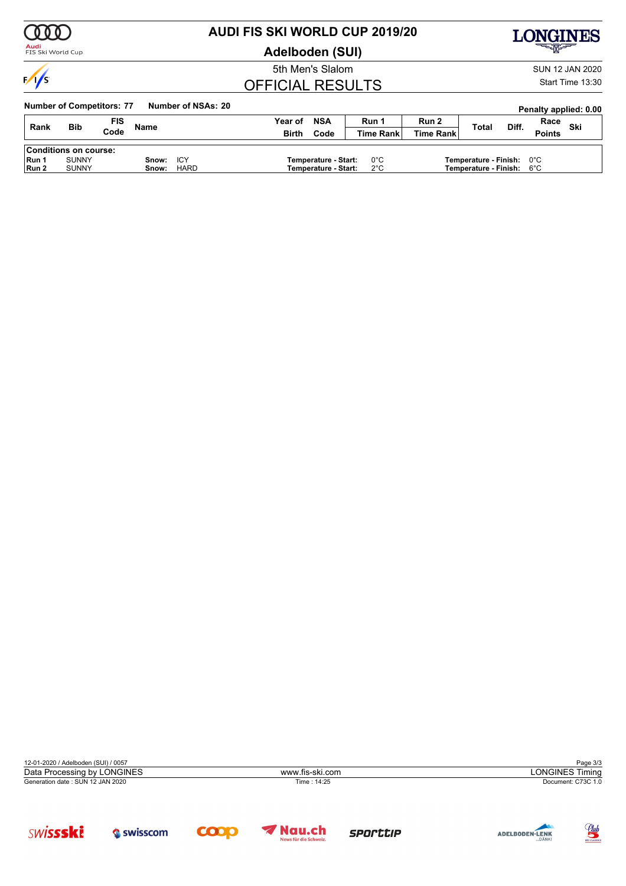# AUDI FIS SKI WORLD CUP 2019/20

## Adelboden (SUI)

5th Men's Slalom

SUN 12 JAN 2020

# OFFICIAL RESULTS

Start Time 13:30

**Number of Competitors: 77** **Number of NSAs: 20**

**Penalty applied: 0.00**

| Rank | Bib | FIS Code | Name | Year of Birth | NSA Code | Run 1 Time Rank | Run 2 Time Rank | Total | Diff. | Race Points | Ski |
|---|---|---|---|---|---|---|---|---|---|---|---|

**Conditions on course:**

| | | | | | | | |
|---|---|---|---|---|---|---|---|
| Run 1 | SUNNY | Snow: | ICY | Temperature - Start: | 0°C | Temperature - Finish: | 0°C |
| Run 2 | SUNNY | Snow: | HARD | Temperature - Start: | 2°C | Temperature - Finish: | 6°C |

12-01-2020 / Adelboden (SUI) / 0057

Data Processing by LONGINES

www.fis-ski.com

LONGINES Timing

Generation date : SUN 12 JAN 2020

Time : 14:25

Document: C73C 1.0